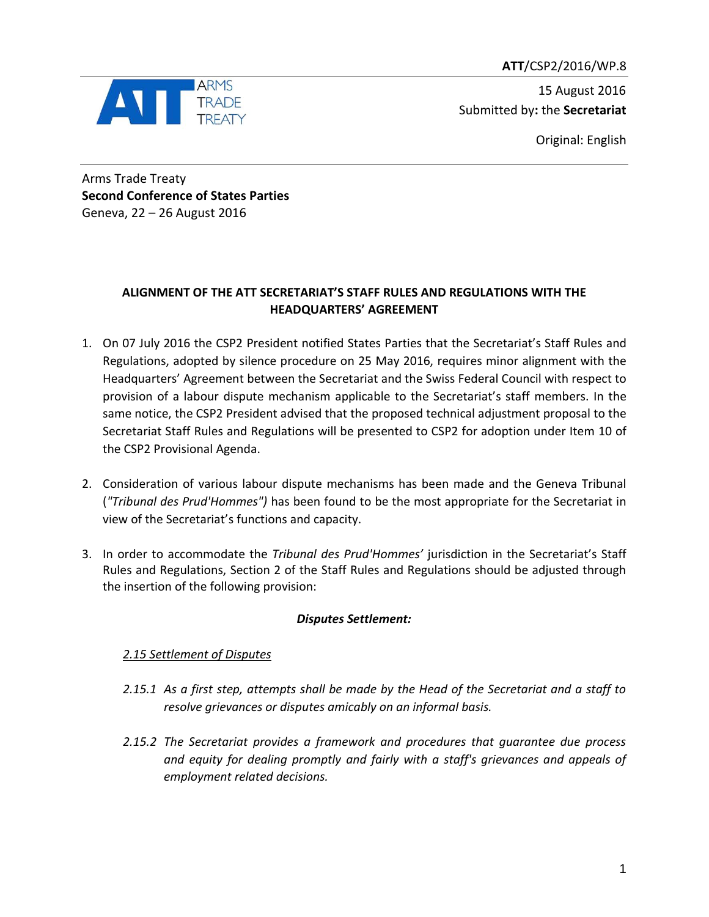ATT/CSP2/2016/WP.8

15 August 2016
Submitted by: the **Secretariat**

Original: English

Arms Trade Treaty
**Second Conference of States Parties**
Geneva, 22 – 26 August 2016

## ALIGNMENT OF THE ATT SECRETARIAT'S STAFF RULES AND REGULATIONS WITH THE HEADQUARTERS' AGREEMENT

1. On 07 July 2016 the CSP2 President notified States Parties that the Secretariat's Staff Rules and Regulations, adopted by silence procedure on 25 May 2016, requires minor alignment with the Headquarters' Agreement between the Secretariat and the Swiss Federal Council with respect to provision of a labour dispute mechanism applicable to the Secretariat's staff members. In the same notice, the CSP2 President advised that the proposed technical adjustment proposal to the Secretariat Staff Rules and Regulations will be presented to CSP2 for adoption under Item 10 of the CSP2 Provisional Agenda.

2. Consideration of various labour dispute mechanisms has been made and the Geneva Tribunal (*"Tribunal des Prud'Hommes")* has been found to be the most appropriate for the Secretariat in view of the Secretariat's functions and capacity.

3. In order to accommodate the *Tribunal des Prud'Hommes'* jurisdiction in the Secretariat's Staff Rules and Regulations, Section 2 of the Staff Rules and Regulations should be adjusted through the insertion of the following provision:

***Disputes Settlement:***

*2.15 Settlement of Disputes*

*2.15.1 As a first step, attempts shall be made by the Head of the Secretariat and a staff to resolve grievances or disputes amicably on an informal basis.*

*2.15.2 The Secretariat provides a framework and procedures that guarantee due process and equity for dealing promptly and fairly with a staff's grievances and appeals of employment related decisions.*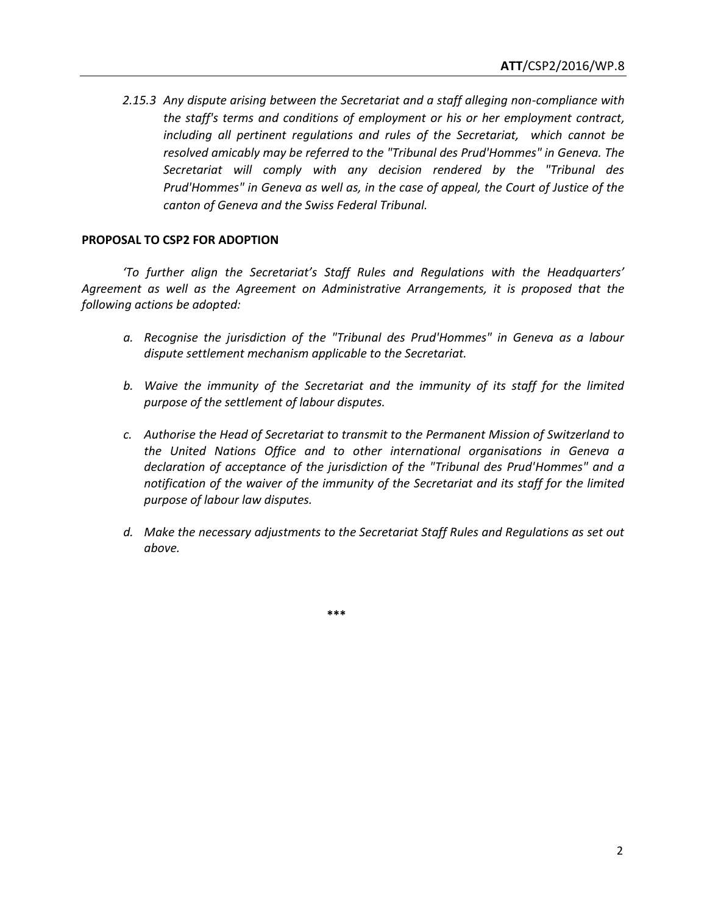*2.15.3 Any dispute arising between the Secretariat and a staff alleging non-compliance with the staff's terms and conditions of employment or his or her employment contract, including all pertinent regulations and rules of the Secretariat, which cannot be resolved amicably may be referred to the "Tribunal des Prud'Hommes" in Geneva. The Secretariat will comply with any decision rendered by the "Tribunal des Prud'Hommes" in Geneva as well as, in the case of appeal, the Court of Justice of the canton of Geneva and the Swiss Federal Tribunal.*

**PROPOSAL TO CSP2 FOR ADOPTION**

*'To further align the Secretariat's Staff Rules and Regulations with the Headquarters' Agreement as well as the Agreement on Administrative Arrangements, it is proposed that the following actions be adopted:*

*a. Recognise the jurisdiction of the "Tribunal des Prud'Hommes" in Geneva as a labour dispute settlement mechanism applicable to the Secretariat.*

*b. Waive the immunity of the Secretariat and the immunity of its staff for the limited purpose of the settlement of labour disputes.*

*c. Authorise the Head of Secretariat to transmit to the Permanent Mission of Switzerland to the United Nations Office and to other international organisations in Geneva a declaration of acceptance of the jurisdiction of the "Tribunal des Prud'Hommes" and a notification of the waiver of the immunity of the Secretariat and its staff for the limited purpose of labour law disputes.*

*d. Make the necessary adjustments to the Secretariat Staff Rules and Regulations as set out above.*

\*\*\*